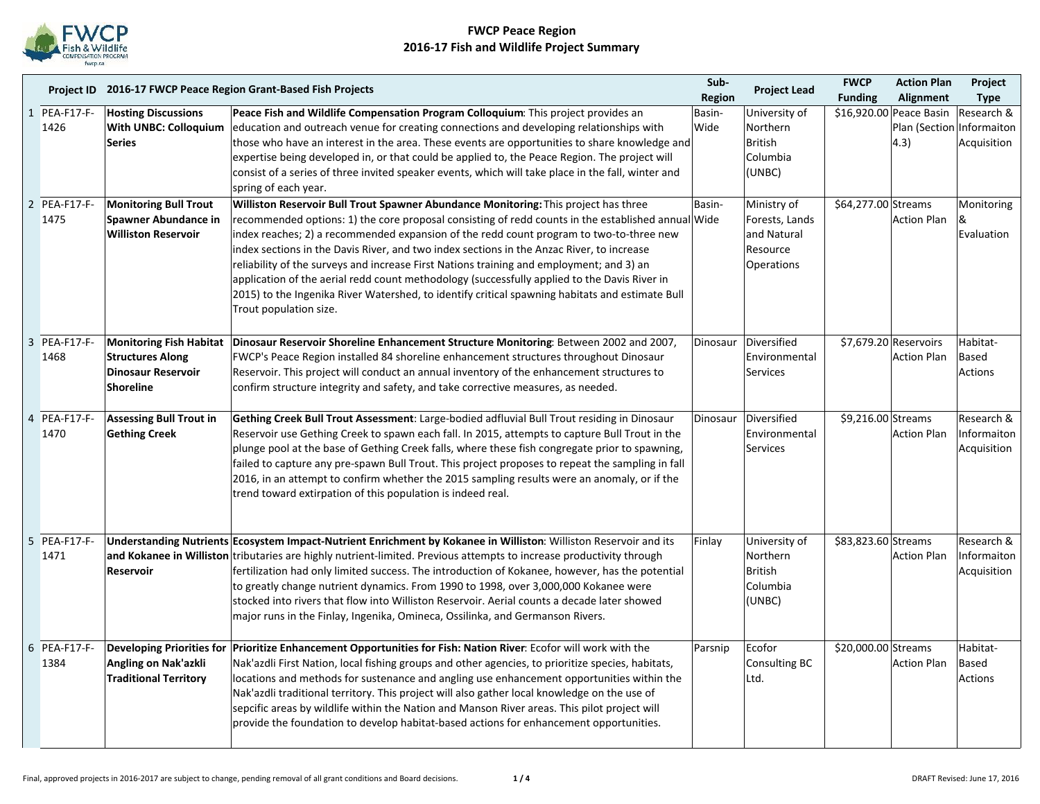# FWCP Peace Region
## 2016-17 Fish and Wildlife Project Summary

| | Project ID | 2016-17 FWCP Peace Region Grant-Based Fish Projects | | Sub-Region | Project Lead | FWCP Funding | Action Plan Alignment | Project Type |
|---|---|---|---|---|---|---|---|---|
| 1 | PEA-F17-F-1426 | **Hosting Discussions With UNBC: Colloquium Series** | **Peace Fish and Wildlife Compensation Program Colloquium**: This project provides an education and outreach venue for creating connections and developing relationships with those who have an interest in the area. These events are opportunities to share knowledge and expertise being developed in, or that could be applied to, the Peace Region. The project will consist of a series of three invited speaker events, which will take place in the fall, winter and spring of each year. | Basin-Wide | University of Northern British Columbia (UNBC) | $16,920.00 | Peace Basin Plan (Section 4.3) | Research & Informaiton Acquisition |
| 2 | PEA-F17-F-1475 | **Monitoring Bull Trout Spawner Abundance in Williston Reservoir** | **Williston Reservoir Bull Trout Spawner Abundance Monitoring:** This project has three recommended options: 1) the core proposal consisting of redd counts in the established annual index reaches; 2) a recommended expansion of the redd count program to two-to-three new index sections in the Davis River, and two index sections in the Anzac River, to increase reliability of the surveys and increase First Nations training and employment; and 3) an application of the aerial redd count methodology (successfully applied to the Davis River in 2015) to the Ingenika River Watershed, to identify critical spawning habitats and estimate Bull Trout population size. | Basin-Wide | Ministry of Forests, Lands and Natural Resource Operations | $64,277.00 | Streams Action Plan | Monitoring & Evaluation |
| 3 | PEA-F17-F-1468 | **Monitoring Fish Habitat Structures Along Dinosaur Reservoir Shoreline** | **Dinosaur Reservoir Shoreline Enhancement Structure Monitoring**: Between 2002 and 2007, FWCP's Peace Region installed 84 shoreline enhancement structures throughout Dinosaur Reservoir. This project will conduct an annual inventory of the enhancement structures to confirm structure integrity and safety, and take corrective measures, as needed. | Dinosaur | Diversified Environmental Services | $7,679.20 | Reservoirs Action Plan | Habitat-Based Actions |
| 4 | PEA-F17-F-1470 | **Assessing Bull Trout in Gething Creek** | **Gething Creek Bull Trout Assessment**: Large-bodied adfluvial Bull Trout residing in Dinosaur Reservoir use Gething Creek to spawn each fall. In 2015, attempts to capture Bull Trout in the plunge pool at the base of Gething Creek falls, where these fish congregate prior to spawning, failed to capture any pre-spawn Bull Trout. This project proposes to repeat the sampling in fall 2016, in an attempt to confirm whether the 2015 sampling results were an anomaly, or if the trend toward extirpation of this population is indeed real. | Dinosaur | Diversified Environmental Services | $9,216.00 | Streams Action Plan | Research & Informaiton Acquisition |
| 5 | PEA-F17-F-1471 | **Understanding Nutrients and Kokanee in Williston Reservoir** | **Ecosystem Impact-Nutrient Enrichment by Kokanee in Williston**: Williston Reservoir and its tributaries are highly nutrient-limited. Previous attempts to increase productivity through fertilization had only limited success. The introduction of Kokanee, however, has the potential to greatly change nutrient dynamics. From 1990 to 1998, over 3,000,000 Kokanee were stocked into rivers that flow into Williston Reservoir. Aerial counts a decade later showed major runs in the Finlay, Ingenika, Omineca, Ossilinka, and Germanson Rivers. | Finlay | University of Northern British Columbia (UNBC) | $83,823.60 | Streams Action Plan | Research & Informaiton Acquisition |
| 6 | PEA-F17-F-1384 | **Developing Priorities for Angling on Nak'azkli Traditional Territory** | **Prioritize Enhancement Opportunities for Fish: Nation River**: Ecofor will work with the Nak'azdli First Nation, local fishing groups and other agencies, to prioritize species, habitats, locations and methods for sustenance and angling use enhancement opportunities within the Nak'azdli traditional territory. This project will also gather local knowledge on the use of sepcific areas by wildlife within the Nation and Manson River areas. This pilot project will provide the foundation to develop habitat-based actions for enhancement opportunities. | Parsnip | Ecofor Consulting BC Ltd. | $20,000.00 | Streams Action Plan | Habitat-Based Actions |

Final, approved projects in 2016-2017 are subject to change, pending removal of all grant conditions and Board decisions.

DRAFT Revised: June 17, 2016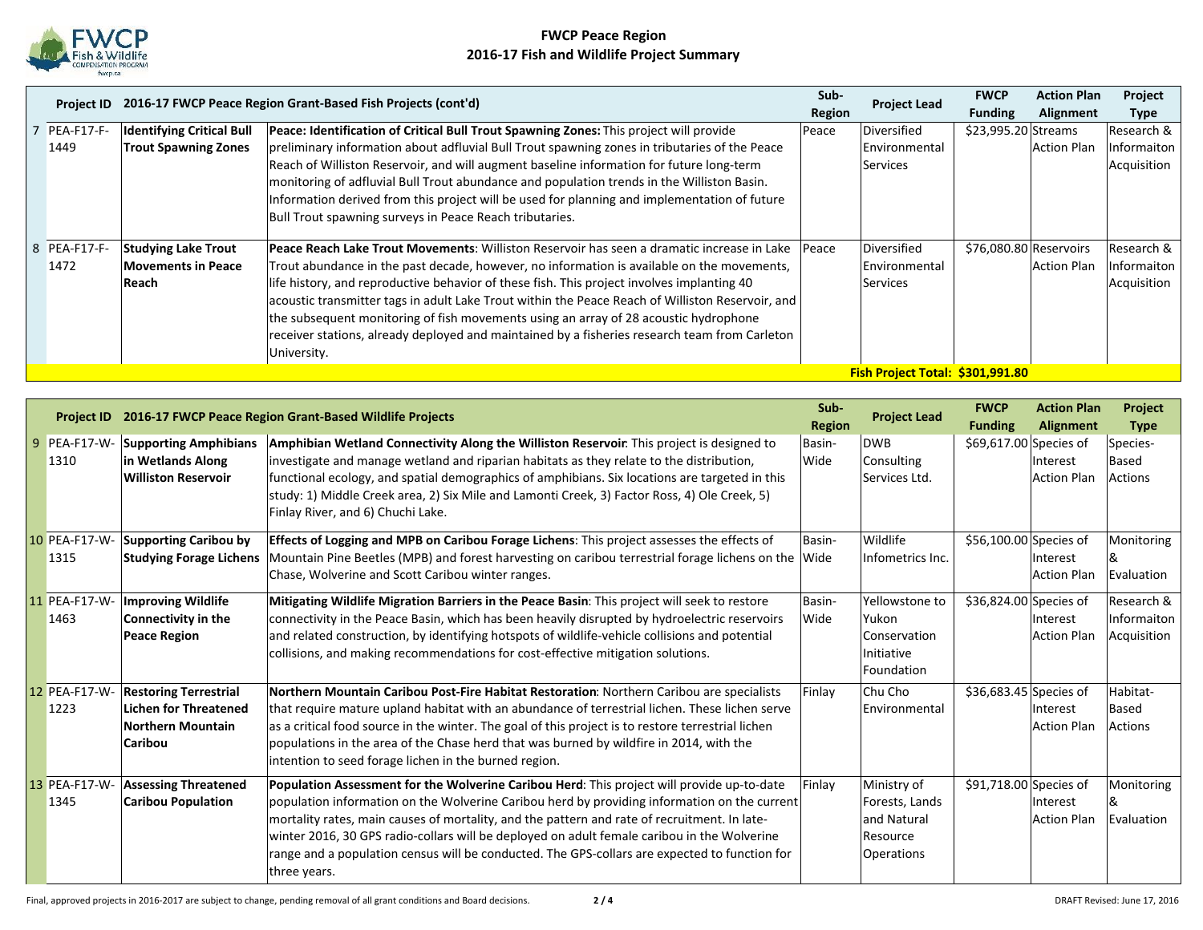# FWCP Peace Region
## 2016-17 Fish and Wildlife Project Summary

| | Project ID | 2016-17 FWCP Peace Region Grant-Based Fish Projects (cont'd) | | Sub-Region | Project Lead | FWCP Funding | Action Plan Alignment | Project Type |
|---|---|---|---|---|---|---|---|---|
| 7 | PEA-F17-F-1449 | **Identifying Critical Bull Trout Spawning Zones** | **Peace: Identification of Critical Bull Trout Spawning Zones:** This project will provide preliminary information about adfluvial Bull Trout spawning zones in tributaries of the Peace Reach of Williston Reservoir, and will augment baseline information for future long-term monitoring of adfluvial Bull Trout abundance and population trends in the Williston Basin. Information derived from this project will be used for planning and implementation of future Bull Trout spawning surveys in Peace Reach tributaries. | Peace | Diversified Environmental Services | $23,995.20 | Streams Action Plan | Research & Informaiton Acquisition |
| 8 | PEA-F17-F-1472 | **Studying Lake Trout Movements in Peace Reach** | **Peace Reach Lake Trout Movements**: Williston Reservoir has seen a dramatic increase in Lake Trout abundance in the past decade, however, no information is available on the movements, life history, and reproductive behavior of these fish. This project involves implanting 40 acoustic transmitter tags in adult Lake Trout within the Peace Reach of Williston Reservoir, and the subsequent monitoring of fish movements using an array of 28 acoustic hydrophone receiver stations, already deployed and maintained by a fisheries research team from Carleton University. | Peace | Diversified Environmental Services | $76,080.80 | Reservoirs Action Plan | Research & Informaiton Acquisition |
| | | | | | **Fish Project Total:** | **$301,991.80** | | |

| | Project ID | 2016-17 FWCP Peace Region Grant-Based Wildlife Projects | | Sub-Region | Project Lead | FWCP Funding | Action Plan Alignment | Project Type |
|---|---|---|---|---|---|---|---|---|
| 9 | PEA-F17-W-1310 | **Supporting Amphibians in Wetlands Along Williston Reservoir** | **Amphibian Wetland Connectivity Along the Williston Reservoir**: This project is designed to investigate and manage wetland and riparian habitats as they relate to the distribution, functional ecology, and spatial demographics of amphibians. Six locations are targeted in this study: 1) Middle Creek area, 2) Six Mile and Lamonti Creek, 3) Factor Ross, 4) Ole Creek, 5) Finlay River, and 6) Chuchi Lake. | Basin-Wide | DWB Consulting Services Ltd. | $69,617.00 | Species of Interest Action Plan | Species-Based Actions |
| 10 | PEA-F17-W-1315 | **Supporting Caribou by Studying Forage Lichens** | **Effects of Logging and MPB on Caribou Forage Lichens**: This project assesses the effects of Mountain Pine Beetles (MPB) and forest harvesting on caribou terrestrial forage lichens on the Chase, Wolverine and Scott Caribou winter ranges. | Basin-Wide | Wildlife Infometrics Inc. | $56,100.00 | Species of Interest Action Plan | Monitoring & Evaluation |
| 11 | PEA-F17-W-1463 | **Improving Wildlife Connectivity in the Peace Region** | **Mitigating Wildlife Migration Barriers in the Peace Basin**: This project will seek to restore connectivity in the Peace Basin, which has been heavily disrupted by hydroelectric reservoirs and related construction, by identifying hotspots of wildlife-vehicle collisions and potential collisions, and making recommendations for cost-effective mitigation solutions. | Basin-Wide | Yellowstone to Yukon Conservation Initiative Foundation | $36,824.00 | Species of Interest Action Plan | Research & Informaiton Acquisition |
| 12 | PEA-F17-W-1223 | **Restoring Terrestrial Lichen for Threatened Northern Mountain Caribou** | **Northern Mountain Caribou Post-Fire Habitat Restoration**: Northern Caribou are specialists that require mature upland habitat with an abundance of terrestrial lichen. These lichen serve as a critical food source in the winter. The goal of this project is to restore terrestrial lichen populations in the area of the Chase herd that was burned by wildfire in 2014, with the intention to seed forage lichen in the burned region. | Finlay | Chu Cho Environmental | $36,683.45 | Species of Interest Action Plan | Habitat-Based Actions |
| 13 | PEA-F17-W-1345 | **Assessing Threatened Caribou Population** | **Population Assessment for the Wolverine Caribou Herd**: This project will provide up-to-date population information on the Wolverine Caribou herd by providing information on the current mortality rates, main causes of mortality, and the pattern and rate of recruitment. In late-winter 2016, 30 GPS radio-collars will be deployed on adult female caribou in the Wolverine range and a population census will be conducted. The GPS-collars are expected to function for three years. | Finlay | Ministry of Forests, Lands and Natural Resource Operations | $91,718.00 | Species of Interest Action Plan | Monitoring & Evaluation |

Final, approved projects in 2016-2017 are subject to change, pending removal of all grant conditions and Board decisions.

DRAFT Revised: June 17, 2016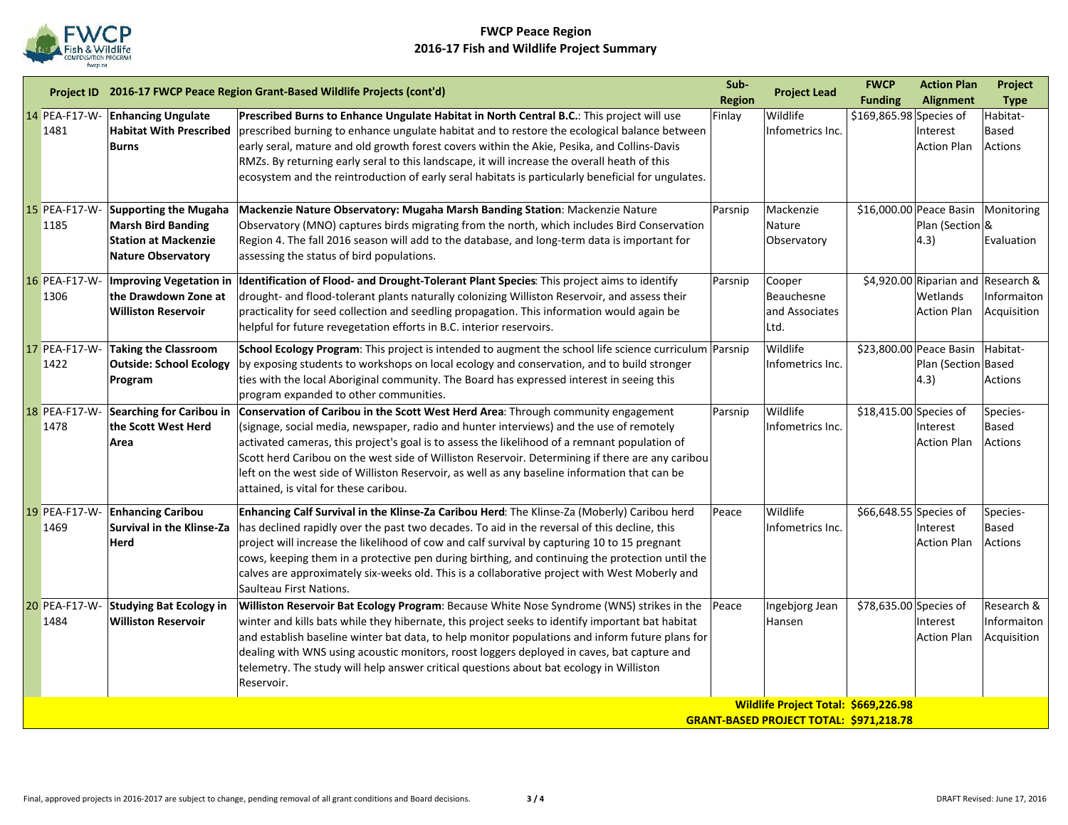# FWCP Peace Region
## 2016-17 Fish and Wildlife Project Summary

| | Project ID | 2016-17 FWCP Peace Region Grant-Based Wildlife Projects (cont'd) | | Sub-Region | Project Lead | FWCP Funding | Action Plan Alignment | Project Type |
|---|---|---|---|---|---|---|---|---|
| 14 | PEA-F17-W-1481 | **Enhancing Ungulate Habitat With Prescribed Burns** | **Prescribed Burns to Enhance Ungulate Habitat in North Central B.C.**: This project will use prescribed burning to enhance ungulate habitat and to restore the ecological balance between early seral, mature and old growth forest covers within the Akie, Pesika, and Collins-Davis RMZs. By returning early seral to this landscape, it will increase the overall heath of this ecosystem and the reintroduction of early seral habitats is particularly beneficial for ungulates. | Finlay | Wildlife Infometrics Inc. | $169,865.98 | Species of Interest Action Plan | Habitat-Based Actions |
| 15 | PEA-F17-W-1185 | **Supporting the Mugaha Marsh Bird Banding Station at Mackenzie Nature Observatory** | **Mackenzie Nature Observatory: Mugaha Marsh Banding Station**: Mackenzie Nature Observatory (MNO) captures birds migrating from the north, which includes Bird Conservation Region 4. The fall 2016 season will add to the database, and long-term data is important for assessing the status of bird populations. | Parsnip | Mackenzie Nature Observatory | $16,000.00 | Peace Basin Plan (Section 4.3) | Monitoring & Evaluation |
| 16 | PEA-F17-W-1306 | **Improving Vegetation in the Drawdown Zone at Williston Reservoir** | **Identification of Flood- and Drought-Tolerant Plant Species**: This project aims to identify drought- and flood-tolerant plants naturally colonizing Williston Reservoir, and assess their practicality for seed collection and seedling propagation. This information would again be helpful for future revegetation efforts in B.C. interior reservoirs. | Parsnip | Cooper Beauchesne and Associates Ltd. | $4,920.00 | Riparian and Wetlands Action Plan | Research & Informaiton Acquisition |
| 17 | PEA-F17-W-1422 | **Taking the Classroom Outside: School Ecology Program** | **School Ecology Program**: This project is intended to augment the school life science curriculum by exposing students to workshops on local ecology and conservation, and to build stronger ties with the local Aboriginal community. The Board has expressed interest in seeing this program expanded to other communities. | Parsnip | Wildlife Infometrics Inc. | $23,800.00 | Peace Basin Plan (Section 4.3) | Habitat-Based Actions |
| 18 | PEA-F17-W-1478 | **Searching for Caribou in the Scott West Herd Area** | **Conservation of Caribou in the Scott West Herd Area**: Through community engagement (signage, social media, newspaper, radio and hunter interviews) and the use of remotely activated cameras, this project's goal is to assess the likelihood of a remnant population of Scott herd Caribou on the west side of Williston Reservoir. Determining if there are any caribou left on the west side of Williston Reservoir, as well as any baseline information that can be attained, is vital for these caribou. | Parsnip | Wildlife Infometrics Inc. | $18,415.00 | Species of Interest Action Plan | Species-Based Actions |
| 19 | PEA-F17-W-1469 | **Enhancing Caribou Survival in the Klinse-Za Herd** | **Enhancing Calf Survival in the Klinse-Za Caribou Herd**: The Klinse-Za (Moberly) Caribou herd has declined rapidly over the past two decades. To aid in the reversal of this decline, this project will increase the likelihood of cow and calf survival by capturing 10 to 15 pregnant cows, keeping them in a protective pen during birthing, and continuing the protection until the calves are approximately six-weeks old. This is a collaborative project with West Moberly and Saulteau First Nations. | Peace | Wildlife Infometrics Inc. | $66,648.55 | Species of Interest Action Plan | Species-Based Actions |
| 20 | PEA-F17-W-1484 | **Studying Bat Ecology in Williston Reservoir** | **Williston Reservoir Bat Ecology Program**: Because White Nose Syndrome (WNS) strikes in the winter and kills bats while they hibernate, this project seeks to identify important bat habitat and establish baseline winter bat data, to help monitor populations and inform future plans for dealing with WNS using acoustic monitors, roost loggers deployed in caves, bat capture and telemetry. The study will help answer critical questions about bat ecology in Williston Reservoir. | Peace | Ingebjorg Jean Hansen | $78,635.00 | Species of Interest Action Plan | Research & Informaiton Acquisition |
| | | | | | **Wildlife Project Total:** | **$669,226.98** | | |
| | | | | | **GRANT-BASED PROJECT TOTAL:** | **$971,218.78** | | |

Final, approved projects in 2016-2017 are subject to change, pending removal of all grant conditions and Board decisions.

DRAFT Revised: June 17, 2016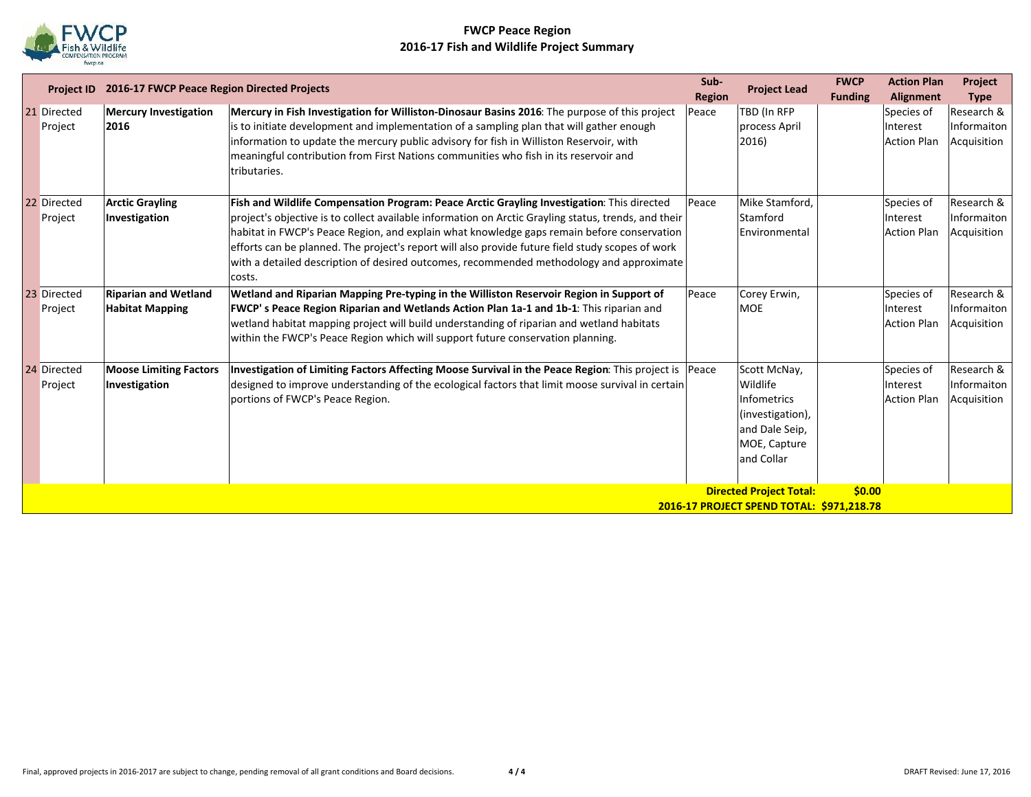# FWCP Peace Region
## 2016-17 Fish and Wildlife Project Summary

| Project ID | | 2016-17 FWCP Peace Region Directed Projects | | Sub-Region | Project Lead | FWCP Funding | Action Plan Alignment | Project Type |
|---|---|---|---|---|---|---|---|---|
| 21 | Directed Project | **Mercury Investigation 2016** | **Mercury in Fish Investigation for Williston-Dinosaur Basins 2016**: The purpose of this project is to initiate development and implementation of a sampling plan that will gather enough information to update the mercury public advisory for fish in Williston Reservoir, with meaningful contribution from First Nations communities who fish in its reservoir and tributaries. | Peace | TBD (In RFP process April 2016) | | Species of Interest Action Plan | Research & Informaiton Acquisition |
| 22 | Directed Project | **Arctic Grayling Investigation** | **Fish and Wildlife Compensation Program: Peace Arctic Grayling Investigation**: This directed project's objective is to collect available information on Arctic Grayling status, trends, and their habitat in FWCP's Peace Region, and explain what knowledge gaps remain before conservation efforts can be planned. The project's report will also provide future field study scopes of work with a detailed description of desired outcomes, recommended methodology and approximate costs. | Peace | Mike Stamford, Stamford Environmental | | Species of Interest Action Plan | Research & Informaiton Acquisition |
| 23 | Directed Project | **Riparian and Wetland Habitat Mapping** | **Wetland and Riparian Mapping Pre-typing in the Williston Reservoir Region in Support of FWCP' s Peace Region Riparian and Wetlands Action Plan 1a-1 and 1b-1**: This riparian and wetland habitat mapping project will build understanding of riparian and wetland habitats within the FWCP's Peace Region which will support future conservation planning. | Peace | Corey Erwin, MOE | | Species of Interest Action Plan | Research & Informaiton Acquisition |
| 24 | Directed Project | **Moose Limiting Factors Investigation** | **Investigation of Limiting Factors Affecting Moose Survival in the Peace Region**: This project is designed to improve understanding of the ecological factors that limit moose survival in certain portions of FWCP's Peace Region. | Peace | Scott McNay, Wildlife Infometrics (investigation), and Dale Seip, MOE, Capture and Collar | | Species of Interest Action Plan | Research & Informaiton Acquisition |
| | | | | | **Directed Project Total:** | **$0.00** | | |
| | | | | | **2016-17 PROJECT SPEND TOTAL:** | **$971,218.78** | | |

Final, approved projects in 2016-2017 are subject to change, pending removal of all grant conditions and Board decisions.

DRAFT Revised: June 17, 2016